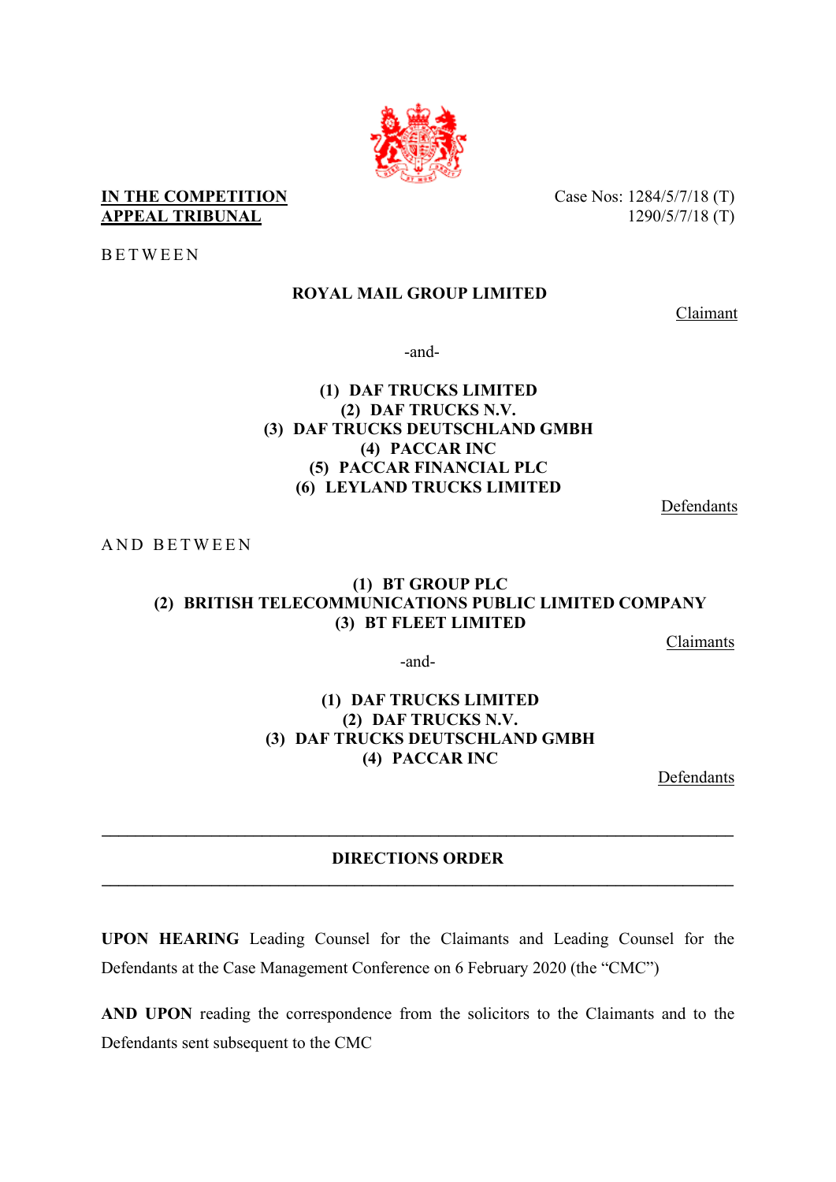**IN THE COMPETITION APPEAL TRIBUNAL**

Case Nos: 1284/5/7/18 (T)
1290/5/7/18 (T)

B E T W E E N

**ROYAL MAIL GROUP LIMITED**

Claimant

-and-

**(1) DAF TRUCKS LIMITED**
**(2) DAF TRUCKS N.V.**
**(3) DAF TRUCKS DEUTSCHLAND GMBH**
**(4) PACCAR INC**
**(5) PACCAR FINANCIAL PLC**
**(6) LEYLAND TRUCKS LIMITED**

Defendants

A N D  B E T W E E N

**(1) BT GROUP PLC**
**(2) BRITISH TELECOMMUNICATIONS PUBLIC LIMITED COMPANY**
**(3) BT FLEET LIMITED**

Claimants

-and-

**(1) DAF TRUCKS LIMITED**
**(2) DAF TRUCKS N.V.**
**(3) DAF TRUCKS DEUTSCHLAND GMBH**
**(4) PACCAR INC**

Defendants

---

## DIRECTIONS ORDER

---

**UPON HEARING** Leading Counsel for the Claimants and Leading Counsel for the Defendants at the Case Management Conference on 6 February 2020 (the "CMC")

**AND UPON** reading the correspondence from the solicitors to the Claimants and to the Defendants sent subsequent to the CMC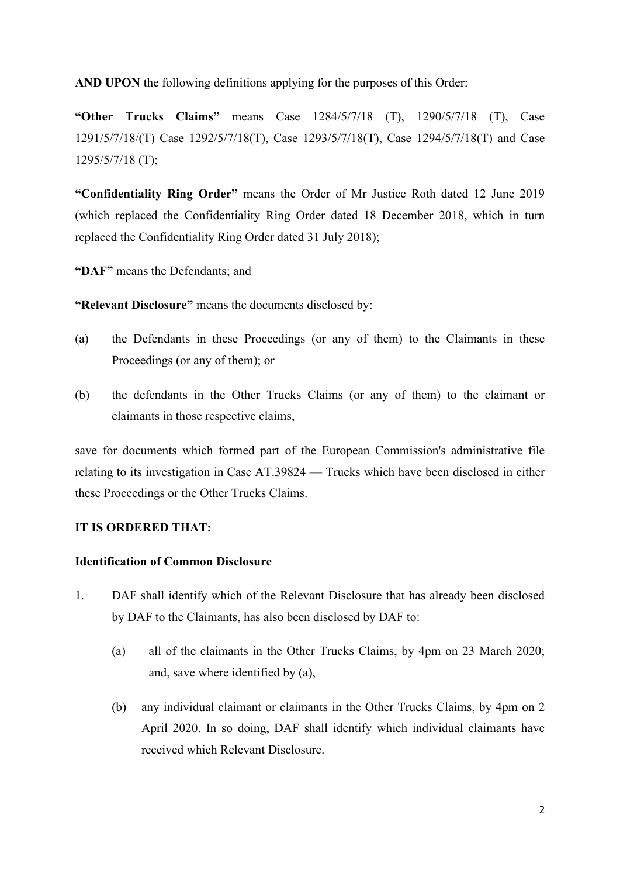**AND UPON** the following definitions applying for the purposes of this Order:

**"Other Trucks Claims"** means Case 1284/5/7/18 (T), 1290/5/7/18 (T), Case 1291/5/7/18/(T) Case 1292/5/7/18(T), Case 1293/5/7/18(T), Case 1294/5/7/18(T) and Case 1295/5/7/18 (T);

**"Confidentiality Ring Order"** means the Order of Mr Justice Roth dated 12 June 2019 (which replaced the Confidentiality Ring Order dated 18 December 2018, which in turn replaced the Confidentiality Ring Order dated 31 July 2018);

**"DAF"** means the Defendants; and

**"Relevant Disclosure"** means the documents disclosed by:

(a) the Defendants in these Proceedings (or any of them) to the Claimants in these Proceedings (or any of them); or

(b) the defendants in the Other Trucks Claims (or any of them) to the claimant or claimants in those respective claims,

save for documents which formed part of the European Commission's administrative file relating to its investigation in Case AT.39824 — Trucks which have been disclosed in either these Proceedings or the Other Trucks Claims.

**IT IS ORDERED THAT:**

**Identification of Common Disclosure**

1. DAF shall identify which of the Relevant Disclosure that has already been disclosed by DAF to the Claimants, has also been disclosed by DAF to:

   (a) all of the claimants in the Other Trucks Claims, by 4pm on 23 March 2020; and, save where identified by (a),

   (b) any individual claimant or claimants in the Other Trucks Claims, by 4pm on 2 April 2020. In so doing, DAF shall identify which individual claimants have received which Relevant Disclosure.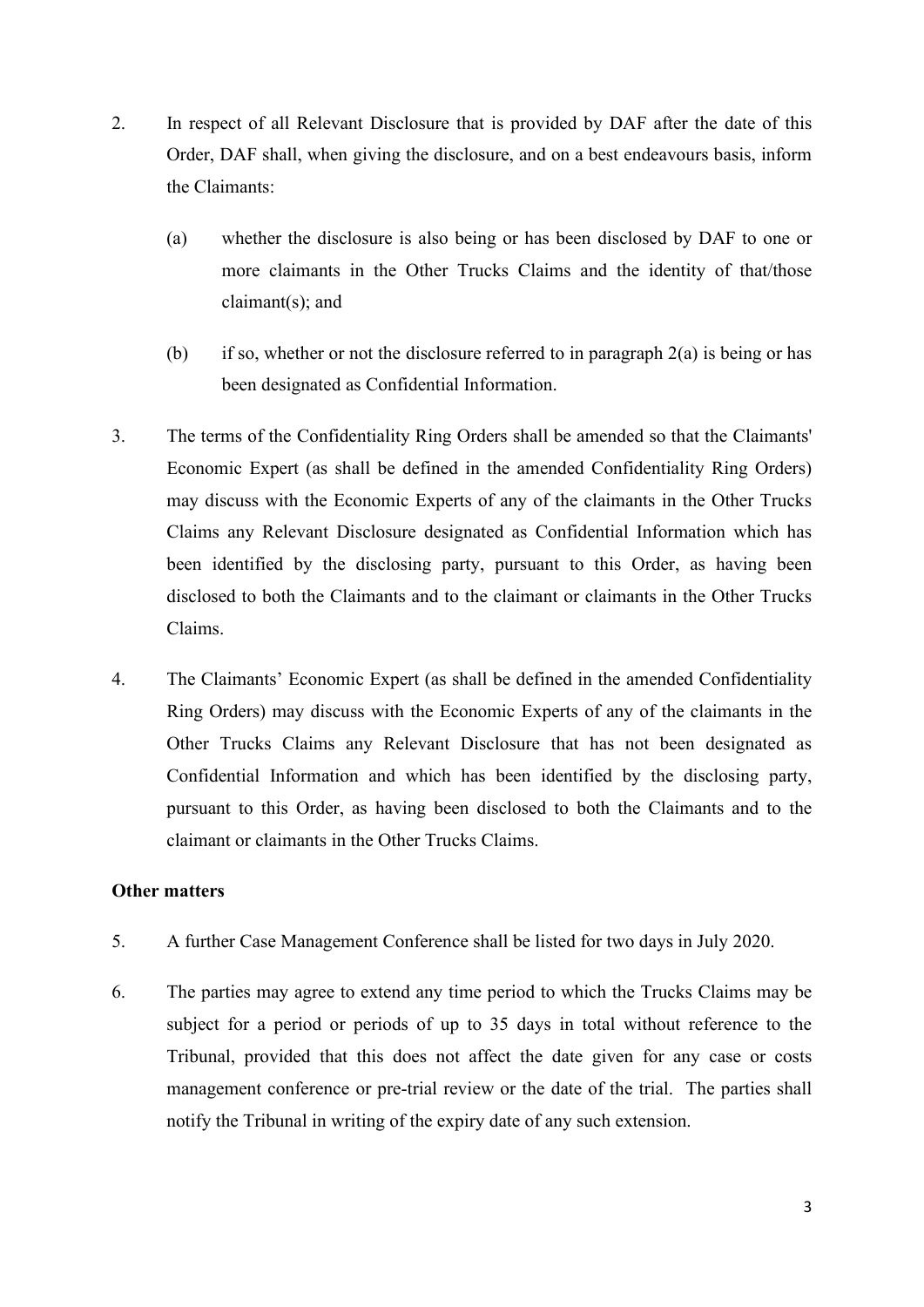2. In respect of all Relevant Disclosure that is provided by DAF after the date of this Order, DAF shall, when giving the disclosure, and on a best endeavours basis, inform the Claimants:

   (a) whether the disclosure is also being or has been disclosed by DAF to one or more claimants in the Other Trucks Claims and the identity of that/those claimant(s); and

   (b) if so, whether or not the disclosure referred to in paragraph 2(a) is being or has been designated as Confidential Information.

3. The terms of the Confidentiality Ring Orders shall be amended so that the Claimants' Economic Expert (as shall be defined in the amended Confidentiality Ring Orders) may discuss with the Economic Experts of any of the claimants in the Other Trucks Claims any Relevant Disclosure designated as Confidential Information which has been identified by the disclosing party, pursuant to this Order, as having been disclosed to both the Claimants and to the claimant or claimants in the Other Trucks Claims.

4. The Claimants' Economic Expert (as shall be defined in the amended Confidentiality Ring Orders) may discuss with the Economic Experts of any of the claimants in the Other Trucks Claims any Relevant Disclosure that has not been designated as Confidential Information and which has been identified by the disclosing party, pursuant to this Order, as having been disclosed to both the Claimants and to the claimant or claimants in the Other Trucks Claims.

**Other matters**

5. A further Case Management Conference shall be listed for two days in July 2020.

6. The parties may agree to extend any time period to which the Trucks Claims may be subject for a period or periods of up to 35 days in total without reference to the Tribunal, provided that this does not affect the date given for any case or costs management conference or pre-trial review or the date of the trial. The parties shall notify the Tribunal in writing of the expiry date of any such extension.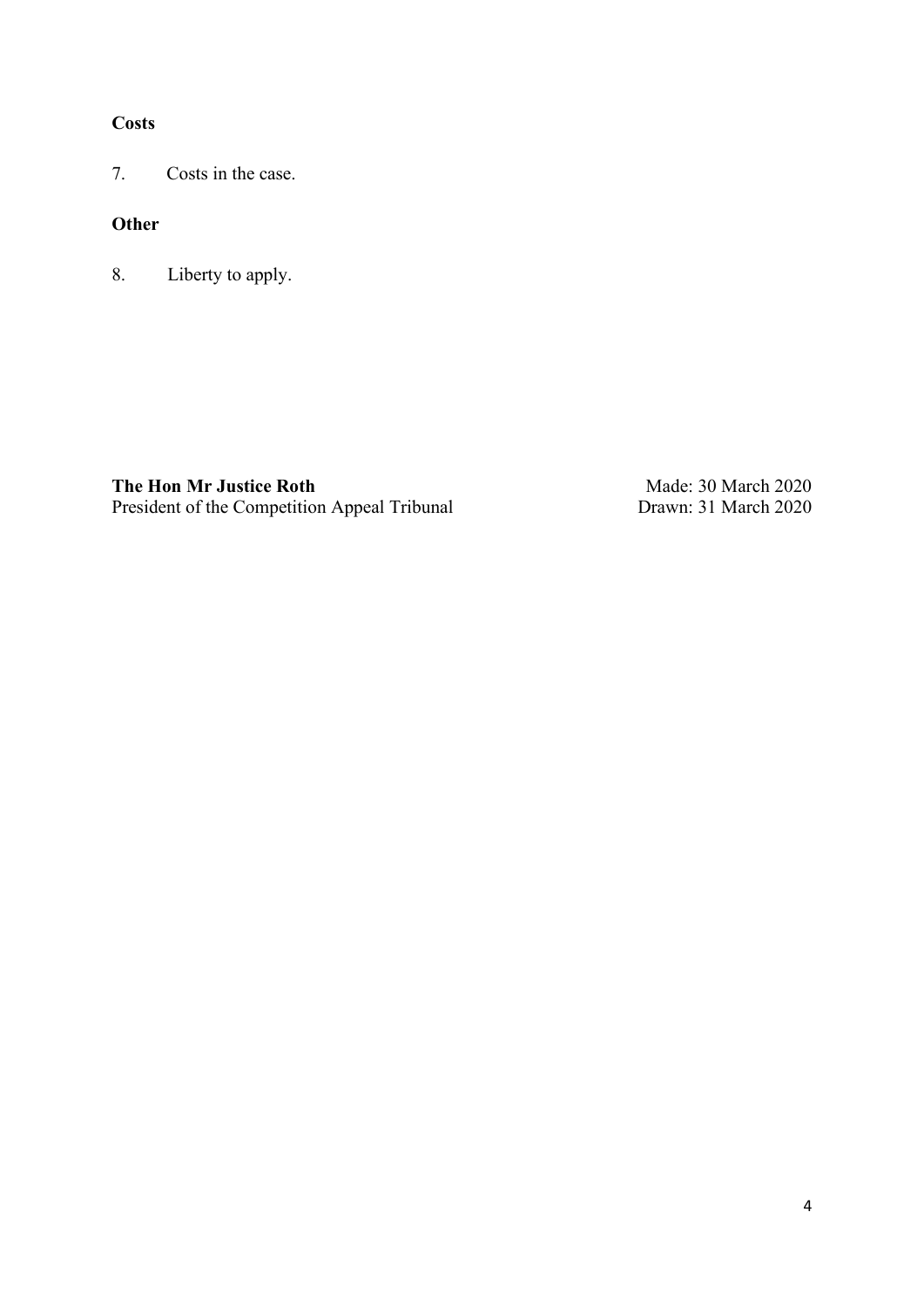**Costs**

7. Costs in the case.

**Other**

8. Liberty to apply.

**The Hon Mr Justice Roth**
President of the Competition Appeal Tribunal

Made: 30 March 2020
Drawn: 31 March 2020